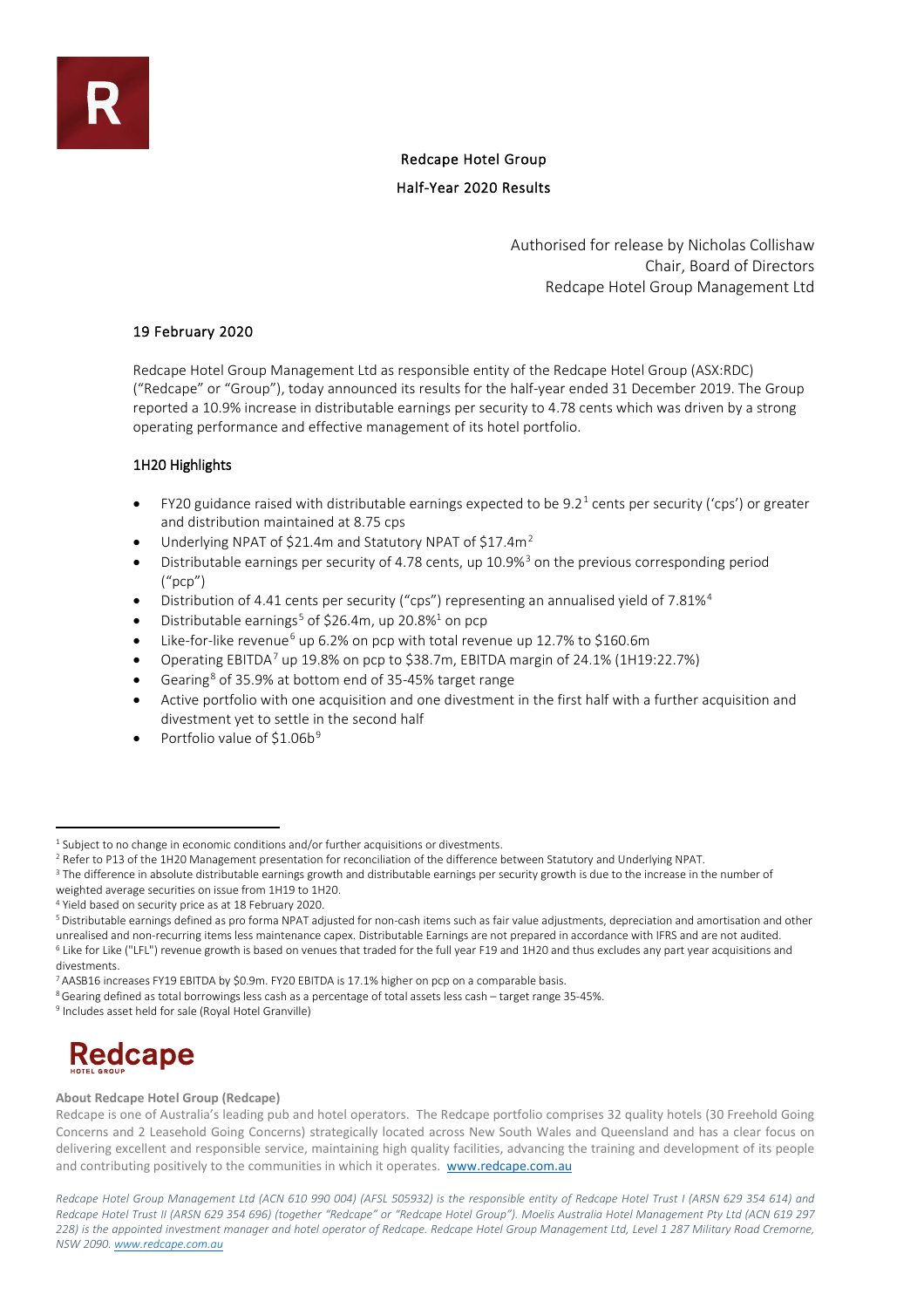# Redcape Hotel Group

## Half-Year 2020 Results

Authorised for release by Nicholas Collishaw
Chair, Board of Directors
Redcape Hotel Group Management Ltd

19 February 2020

Redcape Hotel Group Management Ltd as responsible entity of the Redcape Hotel Group (ASX:RDC) ("Redcape" or "Group"), today announced its results for the half-year ended 31 December 2019. The Group reported a 10.9% increase in distributable earnings per security to 4.78 cents which was driven by a strong operating performance and effective management of its hotel portfolio.

### 1H20 Highlights

- FY20 guidance raised with distributable earnings expected to be 9.2[1] cents per security ('cps') or greater and distribution maintained at 8.75 cps
- Underlying NPAT of $21.4m and Statutory NPAT of $17.4m[2]
- Distributable earnings per security of 4.78 cents, up 10.9%[3] on the previous corresponding period ("pcp")
- Distribution of 4.41 cents per security ("cps") representing an annualised yield of 7.81%[4]
- Distributable earnings[5] of $26.4m, up 20.8%[1] on pcp
- Like-for-like revenue[6] up 6.2% on pcp with total revenue up 12.7% to $160.6m
- Operating EBITDA[7] up 19.8% on pcp to $38.7m, EBITDA margin of 24.1% (1H19:22.7%)
- Gearing[8] of 35.9% at bottom end of 35-45% target range
- Active portfolio with one acquisition and one divestment in the first half with a further acquisition and divestment yet to settle in the second half
- Portfolio value of $1.06b[9]

---

[1] Subject to no change in economic conditions and/or further acquisitions or divestments.
[2] Refer to P13 of the 1H20 Management presentation for reconciliation of the difference between Statutory and Underlying NPAT.
[3] The difference in absolute distributable earnings growth and distributable earnings per security growth is due to the increase in the number of weighted average securities on issue from 1H19 to 1H20.
[4] Yield based on security price as at 18 February 2020.
[5] Distributable earnings defined as pro forma NPAT adjusted for non-cash items such as fair value adjustments, depreciation and amortisation and other unrealised and non-recurring items less maintenance capex. Distributable Earnings are not prepared in accordance with IFRS and are not audited.
[6] Like for Like ("LFL") revenue growth is based on venues that traded for the full year F19 and 1H20 and thus excludes any part year acquisitions and divestments.
[7] AASB16 increases FY19 EBITDA by $0.9m. FY20 EBITDA is 17.1% higher on pcp on a comparable basis.
[8] Gearing defined as total borrowings less cash as a percentage of total assets less cash – target range 35-45%.
[9] Includes asset held for sale (Royal Hotel Granville)

**About Redcape Hotel Group (Redcape)**

Redcape is one of Australia's leading pub and hotel operators. The Redcape portfolio comprises 32 quality hotels (30 Freehold Going Concerns and 2 Leasehold Going Concerns) strategically located across New South Wales and Queensland and has a clear focus on delivering excellent and responsible service, maintaining high quality facilities, advancing the training and development of its people and contributing positively to the communities in which it operates. www.redcape.com.au

*Redcape Hotel Group Management Ltd (ACN 610 990 004) (AFSL 505932) is the responsible entity of Redcape Hotel Trust I (ARSN 629 354 614) and Redcape Hotel Trust II (ARSN 629 354 696) (together "Redcape" or "Redcape Hotel Group"). Moelis Australia Hotel Management Pty Ltd (ACN 619 297 228) is the appointed investment manager and hotel operator of Redcape. Redcape Hotel Group Management Ltd, Level 1 287 Military Road Cremorne, NSW 2090. www.redcape.com.au*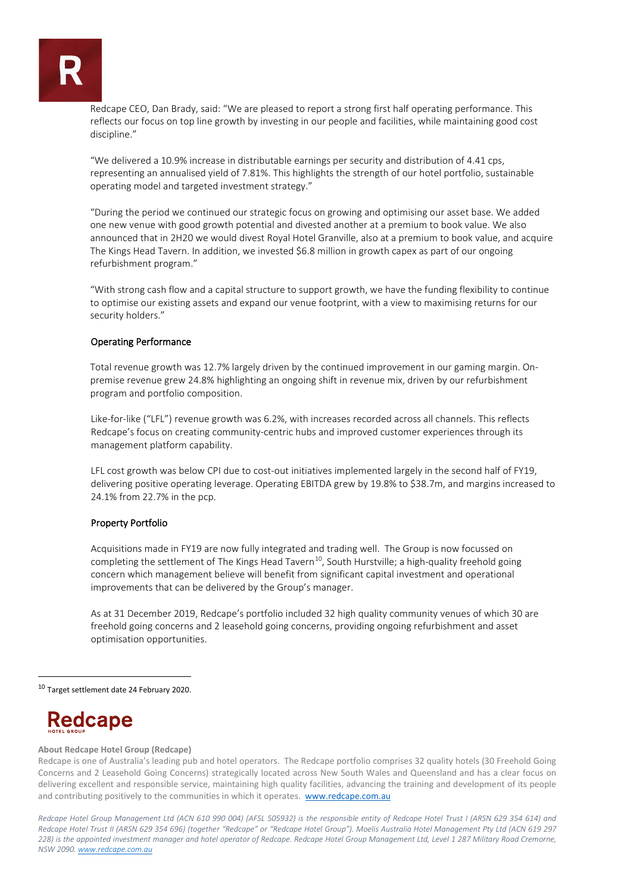Redcape CEO, Dan Brady, said: "We are pleased to report a strong first half operating performance. This reflects our focus on top line growth by investing in our people and facilities, while maintaining good cost discipline."

"We delivered a 10.9% increase in distributable earnings per security and distribution of 4.41 cps, representing an annualised yield of 7.81%. This highlights the strength of our hotel portfolio, sustainable operating model and targeted investment strategy."

"During the period we continued our strategic focus on growing and optimising our asset base. We added one new venue with good growth potential and divested another at a premium to book value. We also announced that in 2H20 we would divest Royal Hotel Granville, also at a premium to book value, and acquire The Kings Head Tavern. In addition, we invested $6.8 million in growth capex as part of our ongoing refurbishment program."

"With strong cash flow and a capital structure to support growth, we have the funding flexibility to continue to optimise our existing assets and expand our venue footprint, with a view to maximising returns for our security holders."

## Operating Performance

Total revenue growth was 12.7% largely driven by the continued improvement in our gaming margin. On-premise revenue grew 24.8% highlighting an ongoing shift in revenue mix, driven by our refurbishment program and portfolio composition.

Like-for-like ("LFL") revenue growth was 6.2%, with increases recorded across all channels. This reflects Redcape's focus on creating community-centric hubs and improved customer experiences through its management platform capability.

LFL cost growth was below CPI due to cost-out initiatives implemented largely in the second half of FY19, delivering positive operating leverage. Operating EBITDA grew by 19.8% to $38.7m, and margins increased to 24.1% from 22.7% in the pcp.

## Property Portfolio

Acquisitions made in FY19 are now fully integrated and trading well. The Group is now focussed on completing the settlement of The Kings Head Tavern[10], South Hurstville; a high-quality freehold going concern which management believe will benefit from significant capital investment and operational improvements that can be delivered by the Group's manager.

As at 31 December 2019, Redcape's portfolio included 32 high quality community venues of which 30 are freehold going concerns and 2 leasehold going concerns, providing ongoing refurbishment and asset optimisation opportunities.

[10] Target settlement date 24 February 2020.

**About Redcape Hotel Group (Redcape)**

Redcape is one of Australia's leading pub and hotel operators. The Redcape portfolio comprises 32 quality hotels (30 Freehold Going Concerns and 2 Leasehold Going Concerns) strategically located across New South Wales and Queensland and has a clear focus on delivering excellent and responsible service, maintaining high quality facilities, advancing the training and development of its people and contributing positively to the communities in which it operates. www.redcape.com.au

*Redcape Hotel Group Management Ltd (ACN 610 990 004) (AFSL 505932) is the responsible entity of Redcape Hotel Trust I (ARSN 629 354 614) and Redcape Hotel Trust II (ARSN 629 354 696) (together "Redcape" or "Redcape Hotel Group"). Moelis Australia Hotel Management Pty Ltd (ACN 619 297 228) is the appointed investment manager and hotel operator of Redcape. Redcape Hotel Group Management Ltd, Level 1 287 Military Road Cremorne, NSW 2090. www.redcape.com.au*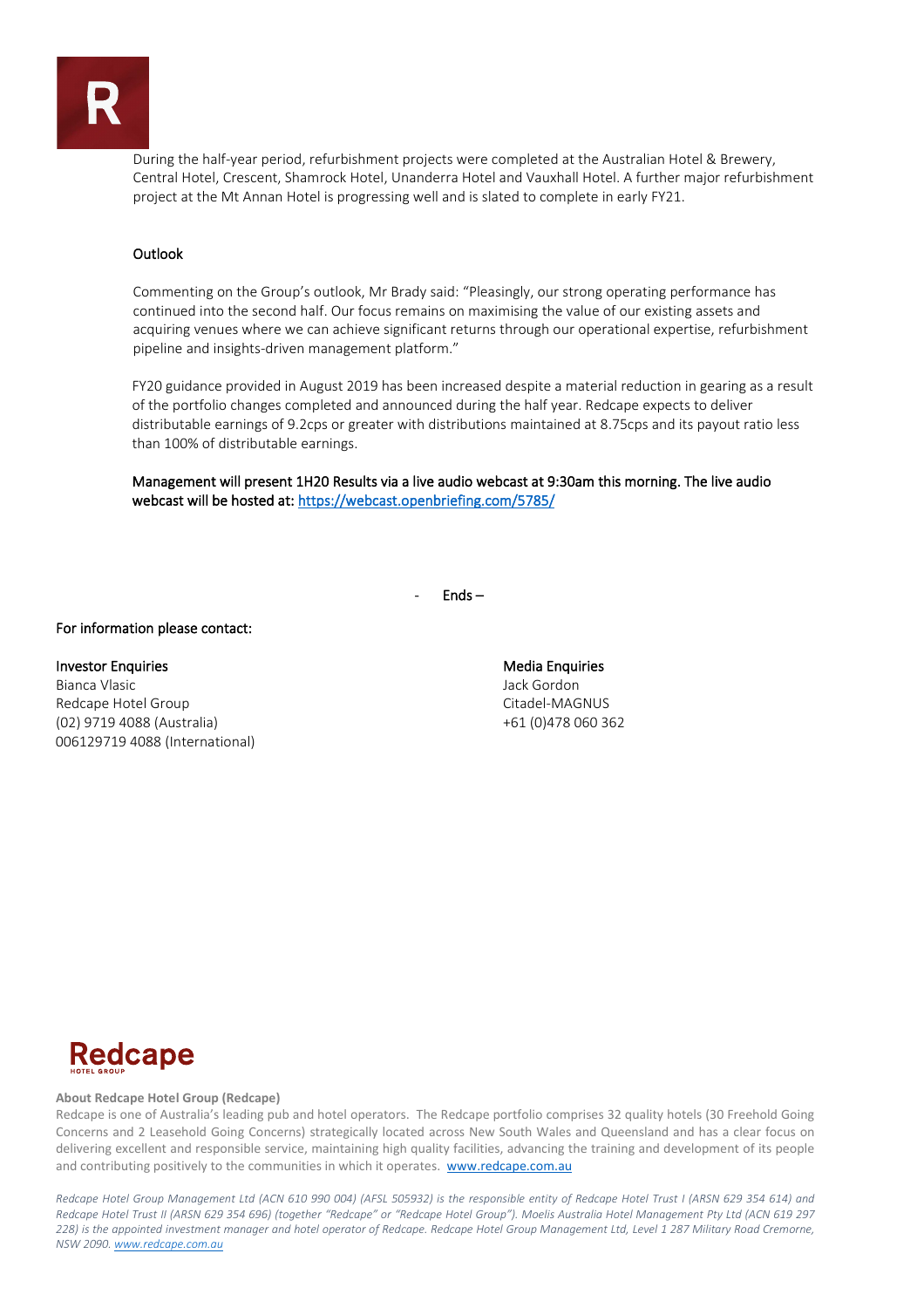During the half-year period, refurbishment projects were completed at the Australian Hotel & Brewery, Central Hotel, Crescent, Shamrock Hotel, Unanderra Hotel and Vauxhall Hotel. A further major refurbishment project at the Mt Annan Hotel is progressing well and is slated to complete in early FY21.

## Outlook

Commenting on the Group's outlook, Mr Brady said: "Pleasingly, our strong operating performance has continued into the second half. Our focus remains on maximising the value of our existing assets and acquiring venues where we can achieve significant returns through our operational expertise, refurbishment pipeline and insights-driven management platform."

FY20 guidance provided in August 2019 has been increased despite a material reduction in gearing as a result of the portfolio changes completed and announced during the half year. Redcape expects to deliver distributable earnings of 9.2cps or greater with distributions maintained at 8.75cps and its payout ratio less than 100% of distributable earnings.

Management will present 1H20 Results via a live audio webcast at 9:30am this morning. The live audio webcast will be hosted at: https://webcast.openbriefing.com/5785/

\- Ends –

For information please contact:

**Investor Enquiries**
Bianca Vlasic
Redcape Hotel Group
(02) 9719 4088 (Australia)
006129719 4088 (International)

**Media Enquiries**
Jack Gordon
Citadel-MAGNUS
+61 (0)478 060 362

Redcape
HOTEL GROUP

**About Redcape Hotel Group (Redcape)**

Redcape is one of Australia's leading pub and hotel operators. The Redcape portfolio comprises 32 quality hotels (30 Freehold Going Concerns and 2 Leasehold Going Concerns) strategically located across New South Wales and Queensland and has a clear focus on delivering excellent and responsible service, maintaining high quality facilities, advancing the training and development of its people and contributing positively to the communities in which it operates. www.redcape.com.au

*Redcape Hotel Group Management Ltd (ACN 610 990 004) (AFSL 505932) is the responsible entity of Redcape Hotel Trust I (ARSN 629 354 614) and Redcape Hotel Trust II (ARSN 629 354 696) (together "Redcape" or "Redcape Hotel Group"). Moelis Australia Hotel Management Pty Ltd (ACN 619 297 228) is the appointed investment manager and hotel operator of Redcape. Redcape Hotel Group Management Ltd, Level 1 287 Military Road Cremorne, NSW 2090. www.redcape.com.au*